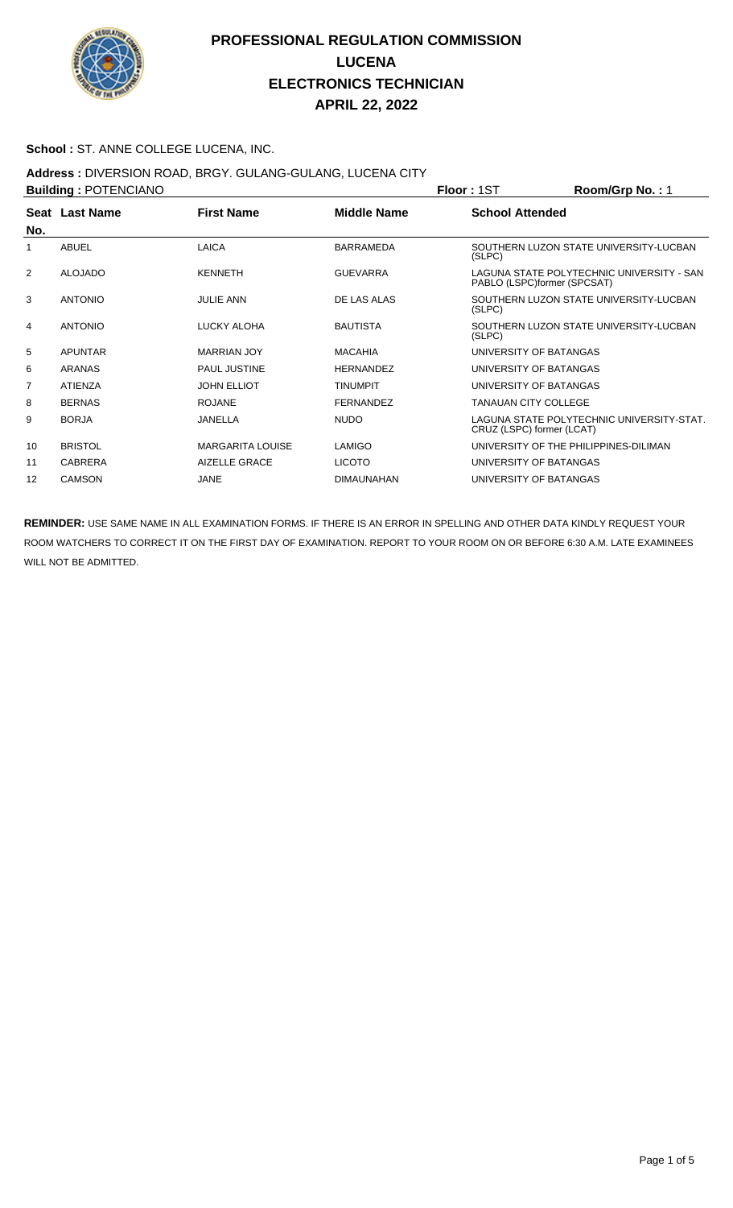# PROFESSIONAL REGULATION COMMISSION
## LUCENA
## ELECTRONICS TECHNICIAN
## APRIL 22, 2022

**School :** ST. ANNE COLLEGE LUCENA, INC.

**Address :** DIVERSION ROAD, BRGY. GULANG-GULANG, LUCENA CITY

**Building :** POTENCIANO **Floor :** 1ST **Room/Grp No. :** 1

| Seat No. | Last Name | First Name | Middle Name | School Attended |
|---|---|---|---|---|
| 1 | ABUEL | LAICA | BARRAMEDA | SOUTHERN LUZON STATE UNIVERSITY-LUCBAN (SLPC) |
| 2 | ALOJADO | KENNETH | GUEVARRA | LAGUNA STATE POLYTECHNIC UNIVERSITY - SAN PABLO (LSPC)former (SPCSAT) |
| 3 | ANTONIO | JULIE ANN | DE LAS ALAS | SOUTHERN LUZON STATE UNIVERSITY-LUCBAN (SLPC) |
| 4 | ANTONIO | LUCKY ALOHA | BAUTISTA | SOUTHERN LUZON STATE UNIVERSITY-LUCBAN (SLPC) |
| 5 | APUNTAR | MARRIAN JOY | MACAHIA | UNIVERSITY OF BATANGAS |
| 6 | ARANAS | PAUL JUSTINE | HERNANDEZ | UNIVERSITY OF BATANGAS |
| 7 | ATIENZA | JOHN ELLIOT | TINUMPIT | UNIVERSITY OF BATANGAS |
| 8 | BERNAS | ROJANE | FERNANDEZ | TANAUAN CITY COLLEGE |
| 9 | BORJA | JANELLA | NUDO | LAGUNA STATE POLYTECHNIC UNIVERSITY-STAT. CRUZ (LSPC) former (LCAT) |
| 10 | BRISTOL | MARGARITA LOUISE | LAMIGO | UNIVERSITY OF THE PHILIPPINES-DILIMAN |
| 11 | CABRERA | AIZELLE GRACE | LICOTO | UNIVERSITY OF BATANGAS |
| 12 | CAMSON | JANE | DIMAUNAHAN | UNIVERSITY OF BATANGAS |

**REMINDER:** USE SAME NAME IN ALL EXAMINATION FORMS. IF THERE IS AN ERROR IN SPELLING AND OTHER DATA KINDLY REQUEST YOUR ROOM WATCHERS TO CORRECT IT ON THE FIRST DAY OF EXAMINATION. REPORT TO YOUR ROOM ON OR BEFORE 6:30 A.M. LATE EXAMINEES WILL NOT BE ADMITTED.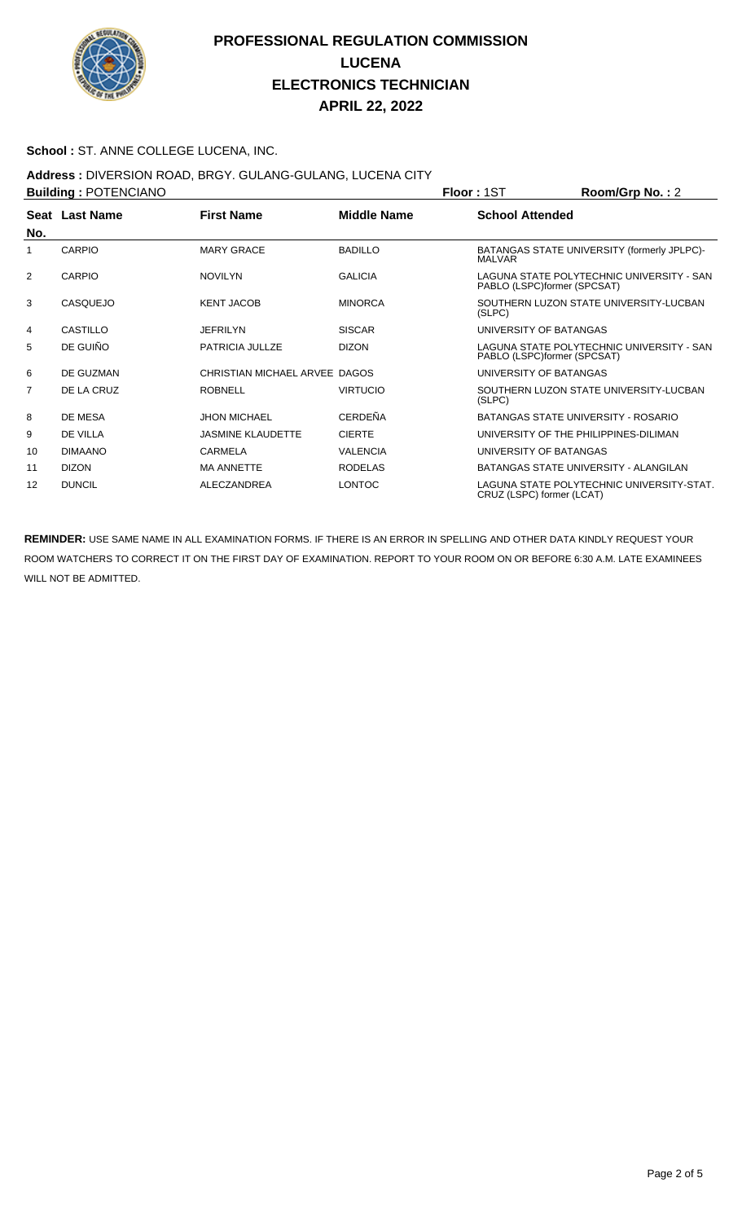# PROFESSIONAL REGULATION COMMISSION
## LUCENA
## ELECTRONICS TECHNICIAN
## APRIL 22, 2022

**School :** ST. ANNE COLLEGE LUCENA, INC.

**Address :** DIVERSION ROAD, BRGY. GULANG-GULANG, LUCENA CITY

**Building :** POTENCIANO **Floor :** 1ST **Room/Grp No. :** 2

| Seat No. | Last Name | First Name | Middle Name | School Attended |
|---|---|---|---|---|
| 1 | CARPIO | MARY GRACE | BADILLO | BATANGAS STATE UNIVERSITY (formerly JPLPC)-MALVAR |
| 2 | CARPIO | NOVILYN | GALICIA | LAGUNA STATE POLYTECHNIC UNIVERSITY - SAN PABLO (LSPC)former (SPCSAT) |
| 3 | CASQUEJO | KENT JACOB | MINORCA | SOUTHERN LUZON STATE UNIVERSITY-LUCBAN (SLPC) |
| 4 | CASTILLO | JEFRILYN | SISCAR | UNIVERSITY OF BATANGAS |
| 5 | DE GUIÑO | PATRICIA JULLZE | DIZON | LAGUNA STATE POLYTECHNIC UNIVERSITY - SAN PABLO (LSPC)former (SPCSAT) |
| 6 | DE GUZMAN | CHRISTIAN MICHAEL ARVEE | DAGOS | UNIVERSITY OF BATANGAS |
| 7 | DE LA CRUZ | ROBNELL | VIRTUCIO | SOUTHERN LUZON STATE UNIVERSITY-LUCBAN (SLPC) |
| 8 | DE MESA | JHON MICHAEL | CERDEÑA | BATANGAS STATE UNIVERSITY - ROSARIO |
| 9 | DE VILLA | JASMINE KLAUDETTE | CIERTE | UNIVERSITY OF THE PHILIPPINES-DILIMAN |
| 10 | DIMAANO | CARMELA | VALENCIA | UNIVERSITY OF BATANGAS |
| 11 | DIZON | MA ANNETTE | RODELAS | BATANGAS STATE UNIVERSITY - ALANGILAN |
| 12 | DUNCIL | ALECZANDREA | LONTOC | LAGUNA STATE POLYTECHNIC UNIVERSITY-STAT. CRUZ (LSPC) former (LCAT) |

**REMINDER:** USE SAME NAME IN ALL EXAMINATION FORMS. IF THERE IS AN ERROR IN SPELLING AND OTHER DATA KINDLY REQUEST YOUR ROOM WATCHERS TO CORRECT IT ON THE FIRST DAY OF EXAMINATION. REPORT TO YOUR ROOM ON OR BEFORE 6:30 A.M. LATE EXAMINEES WILL NOT BE ADMITTED.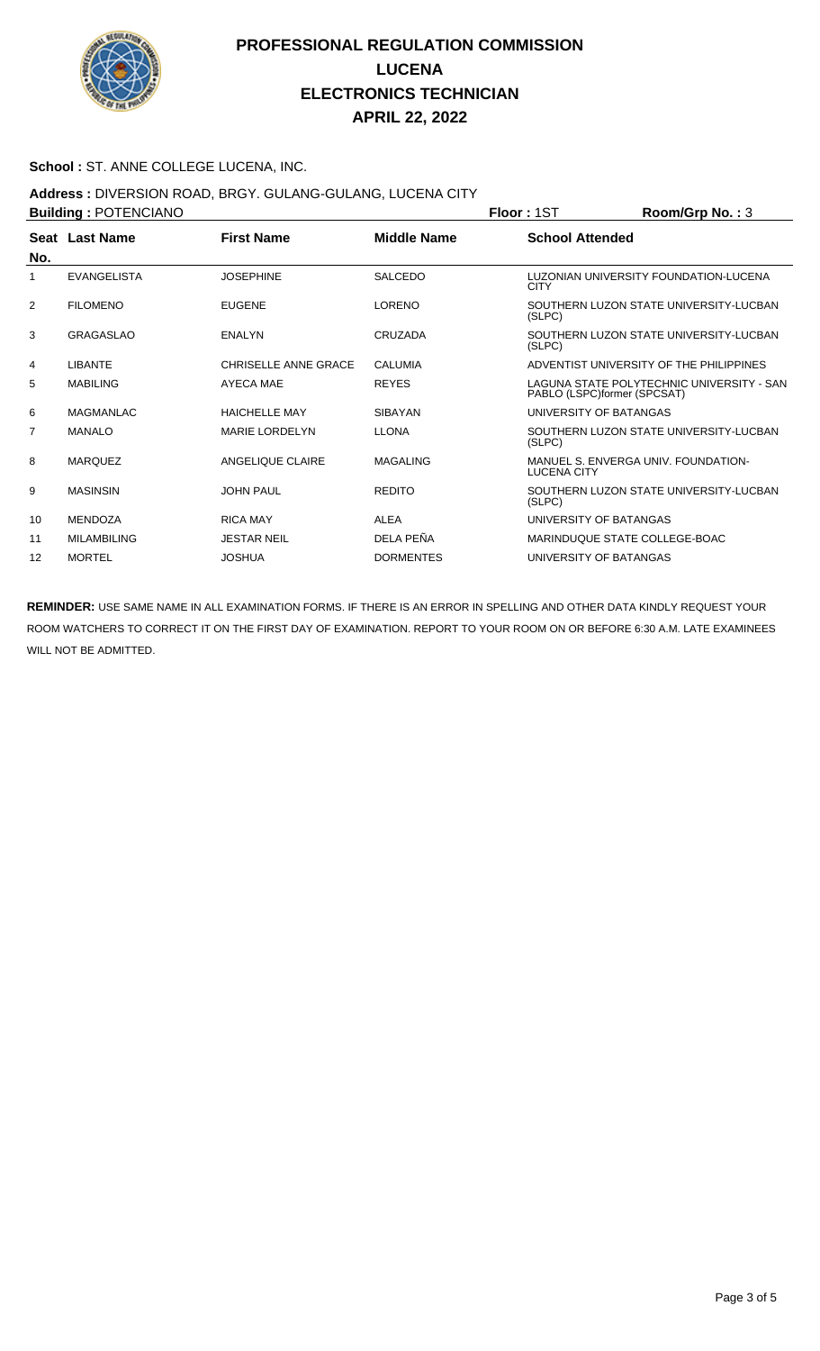# PROFESSIONAL REGULATION COMMISSION
# LUCENA
# ELECTRONICS TECHNICIAN
# APRIL 22, 2022

**School :** ST. ANNE COLLEGE LUCENA, INC.

**Address :** DIVERSION ROAD, BRGY. GULANG-GULANG, LUCENA CITY

**Building :** POTENCIANO **Floor :** 1ST **Room/Grp No. :** 3

| Seat No. | Last Name | First Name | Middle Name | School Attended |
|---|---|---|---|---|
| 1 | EVANGELISTA | JOSEPHINE | SALCEDO | LUZONIAN UNIVERSITY FOUNDATION-LUCENA CITY |
| 2 | FILOMENO | EUGENE | LORENO | SOUTHERN LUZON STATE UNIVERSITY-LUCBAN (SLPC) |
| 3 | GRAGASLAO | ENALYN | CRUZADA | SOUTHERN LUZON STATE UNIVERSITY-LUCBAN (SLPC) |
| 4 | LIBANTE | CHRISELLE ANNE GRACE | CALUMIA | ADVENTIST UNIVERSITY OF THE PHILIPPINES |
| 5 | MABILING | AYECA MAE | REYES | LAGUNA STATE POLYTECHNIC UNIVERSITY - SAN PABLO (LSPC)former (SPCSAT) |
| 6 | MAGMANLAC | HAICHELLE MAY | SIBAYAN | UNIVERSITY OF BATANGAS |
| 7 | MANALO | MARIE LORDELYN | LLONA | SOUTHERN LUZON STATE UNIVERSITY-LUCBAN (SLPC) |
| 8 | MARQUEZ | ANGELIQUE CLAIRE | MAGALING | MANUEL S. ENVERGA UNIV. FOUNDATION-LUCENA CITY |
| 9 | MASINSIN | JOHN PAUL | REDITO | SOUTHERN LUZON STATE UNIVERSITY-LUCBAN (SLPC) |
| 10 | MENDOZA | RICA MAY | ALEA | UNIVERSITY OF BATANGAS |
| 11 | MILAMBILING | JESTAR NEIL | DELA PEÑA | MARINDUQUE STATE COLLEGE-BOAC |
| 12 | MORTEL | JOSHUA | DORMENTES | UNIVERSITY OF BATANGAS |

**REMINDER:** USE SAME NAME IN ALL EXAMINATION FORMS. IF THERE IS AN ERROR IN SPELLING AND OTHER DATA KINDLY REQUEST YOUR ROOM WATCHERS TO CORRECT IT ON THE FIRST DAY OF EXAMINATION. REPORT TO YOUR ROOM ON OR BEFORE 6:30 A.M. LATE EXAMINEES WILL NOT BE ADMITTED.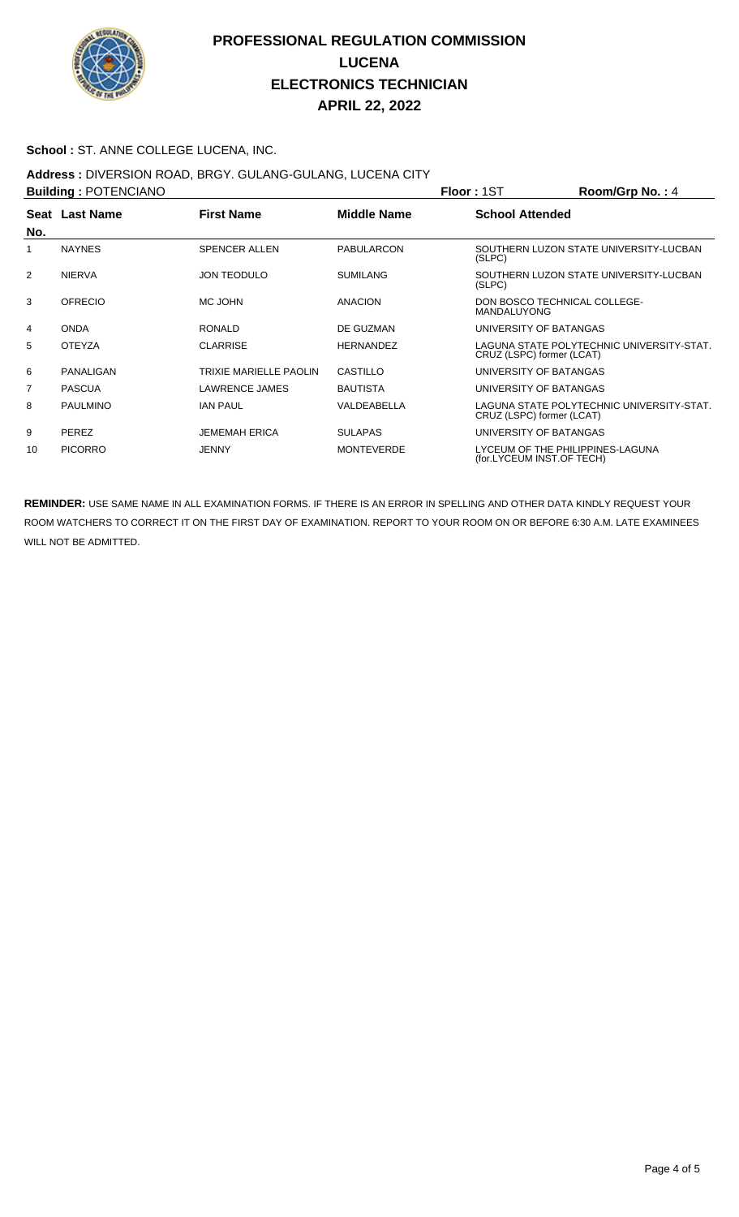# PROFESSIONAL REGULATION COMMISSION
# LUCENA
# ELECTRONICS TECHNICIAN
# APRIL 22, 2022

**School :** ST. ANNE COLLEGE LUCENA, INC.

**Address :** DIVERSION ROAD, BRGY. GULANG-GULANG, LUCENA CITY

**Building :** POTENCIANO **Floor :** 1ST **Room/Grp No. :** 4

| Seat No. | Last Name | First Name | Middle Name | School Attended |
|---|---|---|---|---|
| 1 | NAYNES | SPENCER ALLEN | PABULARCON | SOUTHERN LUZON STATE UNIVERSITY-LUCBAN (SLPC) |
| 2 | NIERVA | JON TEODULO | SUMILANG | SOUTHERN LUZON STATE UNIVERSITY-LUCBAN (SLPC) |
| 3 | OFRECIO | MC JOHN | ANACION | DON BOSCO TECHNICAL COLLEGE-MANDALUYONG |
| 4 | ONDA | RONALD | DE GUZMAN | UNIVERSITY OF BATANGAS |
| 5 | OTEYZA | CLARRISE | HERNANDEZ | LAGUNA STATE POLYTECHNIC UNIVERSITY-STAT. CRUZ (LSPC) former (LCAT) |
| 6 | PANALIGAN | TRIXIE MARIELLE PAOLIN | CASTILLO | UNIVERSITY OF BATANGAS |
| 7 | PASCUA | LAWRENCE JAMES | BAUTISTA | UNIVERSITY OF BATANGAS |
| 8 | PAULMINO | IAN PAUL | VALDEABELLA | LAGUNA STATE POLYTECHNIC UNIVERSITY-STAT. CRUZ (LSPC) former (LCAT) |
| 9 | PEREZ | JEMEMAH ERICA | SULAPAS | UNIVERSITY OF BATANGAS |
| 10 | PICORRO | JENNY | MONTEVERDE | LYCEUM OF THE PHILIPPINES-LAGUNA (for.LYCEUM INST.OF TECH) |

**REMINDER:** USE SAME NAME IN ALL EXAMINATION FORMS. IF THERE IS AN ERROR IN SPELLING AND OTHER DATA KINDLY REQUEST YOUR ROOM WATCHERS TO CORRECT IT ON THE FIRST DAY OF EXAMINATION. REPORT TO YOUR ROOM ON OR BEFORE 6:30 A.M. LATE EXAMINEES WILL NOT BE ADMITTED.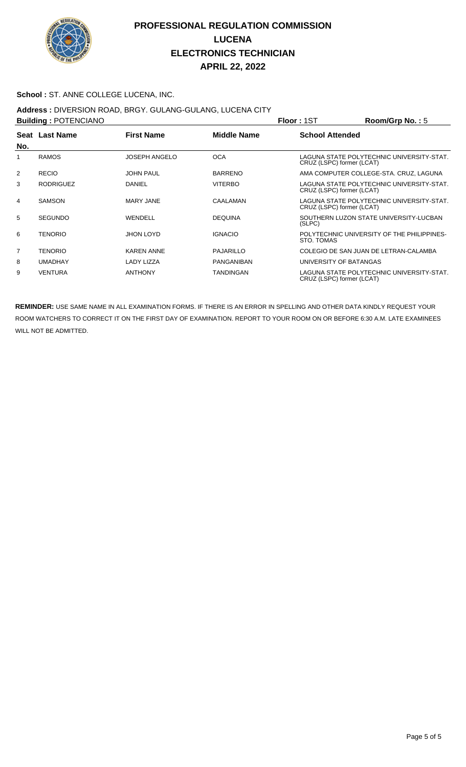# PROFESSIONAL REGULATION COMMISSION
# LUCENA
# ELECTRONICS TECHNICIAN
# APRIL 22, 2022

**School :** ST. ANNE COLLEGE LUCENA, INC.

**Address :** DIVERSION ROAD, BRGY. GULANG-GULANG, LUCENA CITY

**Building :** POTENCIANO **Floor :** 1ST **Room/Grp No. :** 5

| Seat No. | Last Name | First Name | Middle Name | School Attended |
|---|---|---|---|---|
| 1 | RAMOS | JOSEPH ANGELO | OCA | LAGUNA STATE POLYTECHNIC UNIVERSITY-STAT. CRUZ (LSPC) former (LCAT) |
| 2 | RECIO | JOHN PAUL | BARRENO | AMA COMPUTER COLLEGE-STA. CRUZ, LAGUNA |
| 3 | RODRIGUEZ | DANIEL | VITERBO | LAGUNA STATE POLYTECHNIC UNIVERSITY-STAT. CRUZ (LSPC) former (LCAT) |
| 4 | SAMSON | MARY JANE | CAALAMAN | LAGUNA STATE POLYTECHNIC UNIVERSITY-STAT. CRUZ (LSPC) former (LCAT) |
| 5 | SEGUNDO | WENDELL | DEQUINA | SOUTHERN LUZON STATE UNIVERSITY-LUCBAN (SLPC) |
| 6 | TENORIO | JHON LOYD | IGNACIO | POLYTECHNIC UNIVERSITY OF THE PHILIPPINES-STO. TOMAS |
| 7 | TENORIO | KAREN ANNE | PAJARILLO | COLEGIO DE SAN JUAN DE LETRAN-CALAMBA |
| 8 | UMADHAY | LADY LIZZA | PANGANIBAN | UNIVERSITY OF BATANGAS |
| 9 | VENTURA | ANTHONY | TANDINGAN | LAGUNA STATE POLYTECHNIC UNIVERSITY-STAT. CRUZ (LSPC) former (LCAT) |

**REMINDER:** USE SAME NAME IN ALL EXAMINATION FORMS. IF THERE IS AN ERROR IN SPELLING AND OTHER DATA KINDLY REQUEST YOUR ROOM WATCHERS TO CORRECT IT ON THE FIRST DAY OF EXAMINATION. REPORT TO YOUR ROOM ON OR BEFORE 6:30 A.M. LATE EXAMINEES WILL NOT BE ADMITTED.